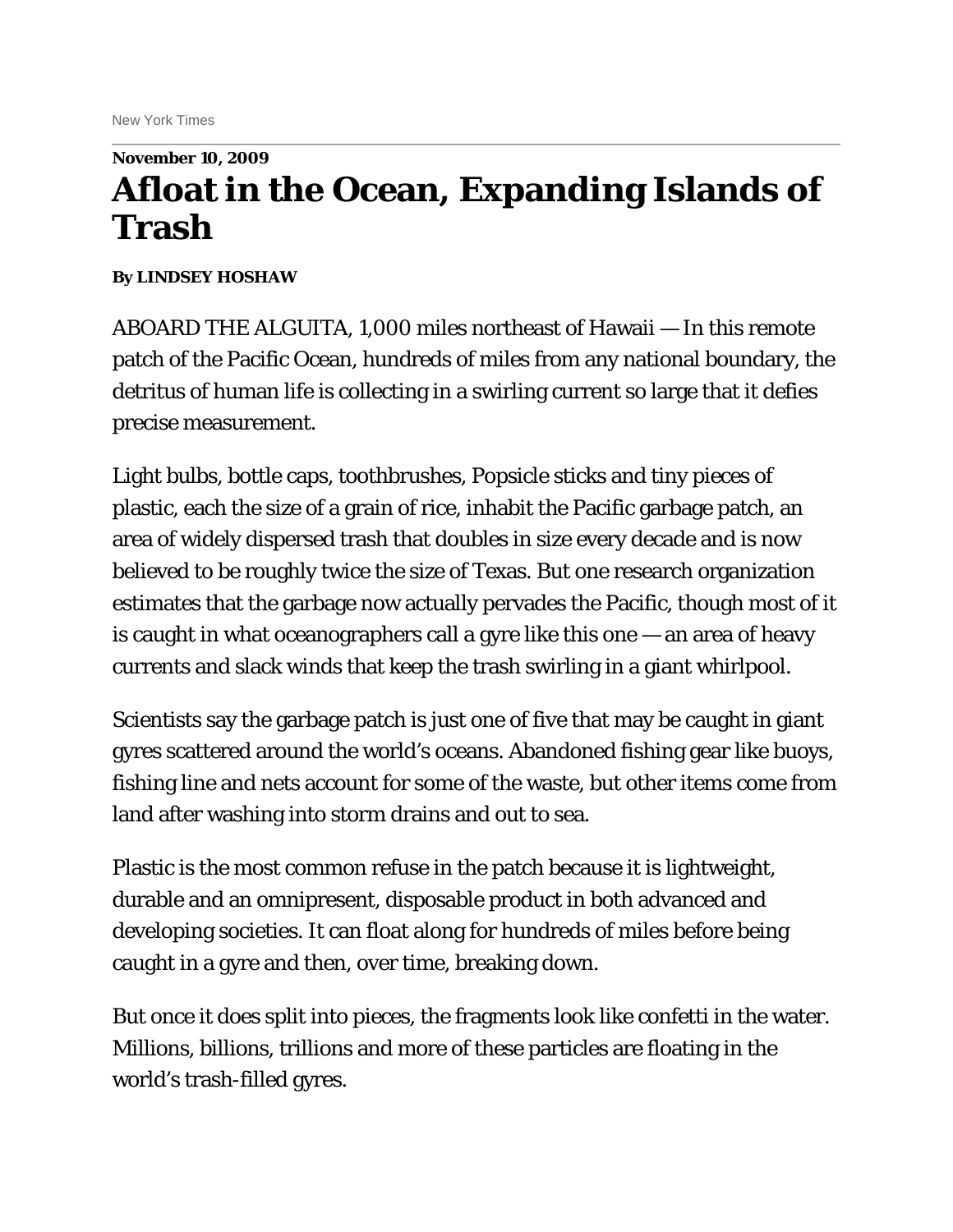New York Times

**November 10, 2009**

# Afloat in the Ocean, Expanding Islands of Trash

**By LINDSEY HOSHAW**

ABOARD THE ALGUITA, 1,000 miles northeast of Hawaii — In this remote patch of the Pacific Ocean, hundreds of miles from any national boundary, the detritus of human life is collecting in a swirling current so large that it defies precise measurement.

Light bulbs, bottle caps, toothbrushes, Popsicle sticks and tiny pieces of plastic, each the size of a grain of rice, inhabit the Pacific garbage patch, an area of widely dispersed trash that doubles in size every decade and is now believed to be roughly twice the size of Texas. But one research organization estimates that the garbage now actually pervades the Pacific, though most of it is caught in what oceanographers call a gyre like this one — an area of heavy currents and slack winds that keep the trash swirling in a giant whirlpool.

Scientists say the garbage patch is just one of five that may be caught in giant gyres scattered around the world's oceans. Abandoned fishing gear like buoys, fishing line and nets account for some of the waste, but other items come from land after washing into storm drains and out to sea.

Plastic is the most common refuse in the patch because it is lightweight, durable and an omnipresent, disposable product in both advanced and developing societies. It can float along for hundreds of miles before being caught in a gyre and then, over time, breaking down.

But once it does split into pieces, the fragments look like confetti in the water. Millions, billions, trillions and more of these particles are floating in the world's trash-filled gyres.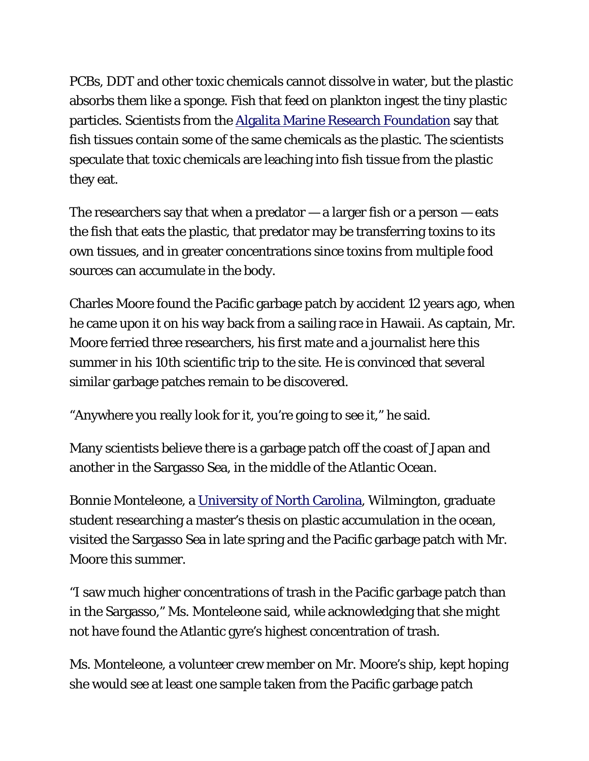PCBs, DDT and other toxic chemicals cannot dissolve in water, but the plastic absorbs them like a sponge. Fish that feed on plankton ingest the tiny plastic particles. Scientists from the Algalita Marine Research Foundation say that fish tissues contain some of the same chemicals as the plastic. The scientists speculate that toxic chemicals are leaching into fish tissue from the plastic they eat.

The researchers say that when a predator — a larger fish or a person — eats the fish that eats the plastic, that predator may be transferring toxins to its own tissues, and in greater concentrations since toxins from multiple food sources can accumulate in the body.

Charles Moore found the Pacific garbage patch by accident 12 years ago, when he came upon it on his way back from a sailing race in Hawaii. As captain, Mr. Moore ferried three researchers, his first mate and a journalist here this summer in his 10th scientific trip to the site. He is convinced that several similar garbage patches remain to be discovered.

“Anywhere you really look for it, you’re going to see it,” he said.

Many scientists believe there is a garbage patch off the coast of Japan and another in the Sargasso Sea, in the middle of the Atlantic Ocean.

Bonnie Monteleone, a University of North Carolina, Wilmington, graduate student researching a master’s thesis on plastic accumulation in the ocean, visited the Sargasso Sea in late spring and the Pacific garbage patch with Mr. Moore this summer.

“I saw much higher concentrations of trash in the Pacific garbage patch than in the Sargasso,” Ms. Monteleone said, while acknowledging that she might not have found the Atlantic gyre’s highest concentration of trash.

Ms. Monteleone, a volunteer crew member on Mr. Moore’s ship, kept hoping she would see at least one sample taken from the Pacific garbage patch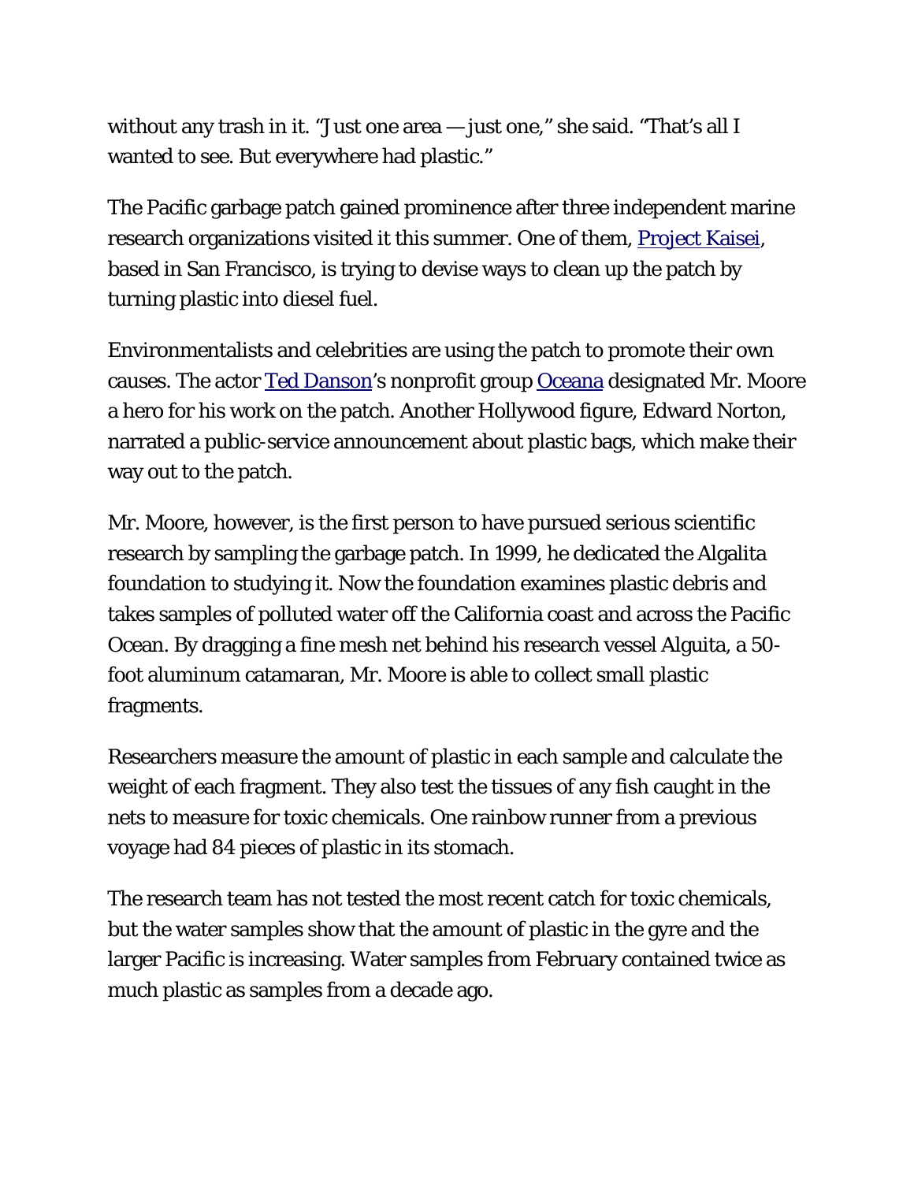without any trash in it. “Just one area — just one,” she said. “That’s all I wanted to see. But everywhere had plastic.”

The Pacific garbage patch gained prominence after three independent marine research organizations visited it this summer. One of them, Project Kaisei, based in San Francisco, is trying to devise ways to clean up the patch by turning plastic into diesel fuel.

Environmentalists and celebrities are using the patch to promote their own causes. The actor Ted Danson’s nonprofit group Oceana designated Mr. Moore a hero for his work on the patch. Another Hollywood figure, Edward Norton, narrated a public-service announcement about plastic bags, which make their way out to the patch.

Mr. Moore, however, is the first person to have pursued serious scientific research by sampling the garbage patch. In 1999, he dedicated the Algalita foundation to studying it. Now the foundation examines plastic debris and takes samples of polluted water off the California coast and across the Pacific Ocean. By dragging a fine mesh net behind his research vessel Alguita, a 50-foot aluminum catamaran, Mr. Moore is able to collect small plastic fragments.

Researchers measure the amount of plastic in each sample and calculate the weight of each fragment. They also test the tissues of any fish caught in the nets to measure for toxic chemicals. One rainbow runner from a previous voyage had 84 pieces of plastic in its stomach.

The research team has not tested the most recent catch for toxic chemicals, but the water samples show that the amount of plastic in the gyre and the larger Pacific is increasing. Water samples from February contained twice as much plastic as samples from a decade ago.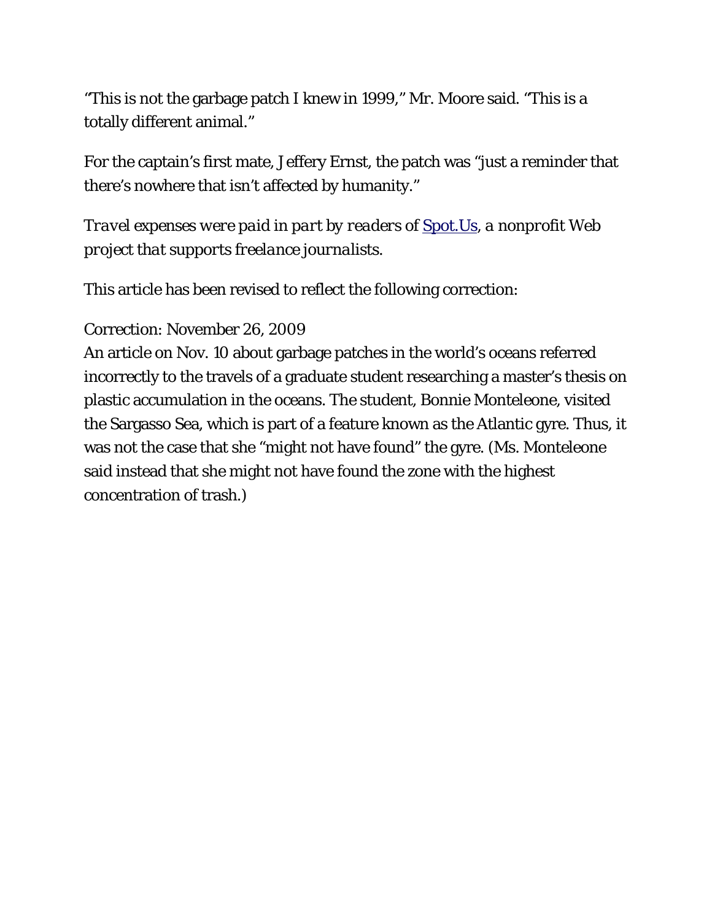“This is not the garbage patch I knew in 1999,” Mr. Moore said. “This is a totally different animal.”

For the captain’s first mate, Jeffery Ernst, the patch was “just a reminder that there’s nowhere that isn’t affected by humanity.”

*Travel expenses were paid in part by readers of* [Spot.Us](Spot.Us)*, a nonprofit Web project that supports freelance journalists.*

This article has been revised to reflect the following correction:

Correction: November 26, 2009
An article on Nov. 10 about garbage patches in the world’s oceans referred incorrectly to the travels of a graduate student researching a master’s thesis on plastic accumulation in the oceans. The student, Bonnie Monteleone, visited the Sargasso Sea, which is part of a feature known as the Atlantic gyre. Thus, it was not the case that she “might not have found” the gyre. (Ms. Monteleone said instead that she might not have found the zone with the highest concentration of trash.)